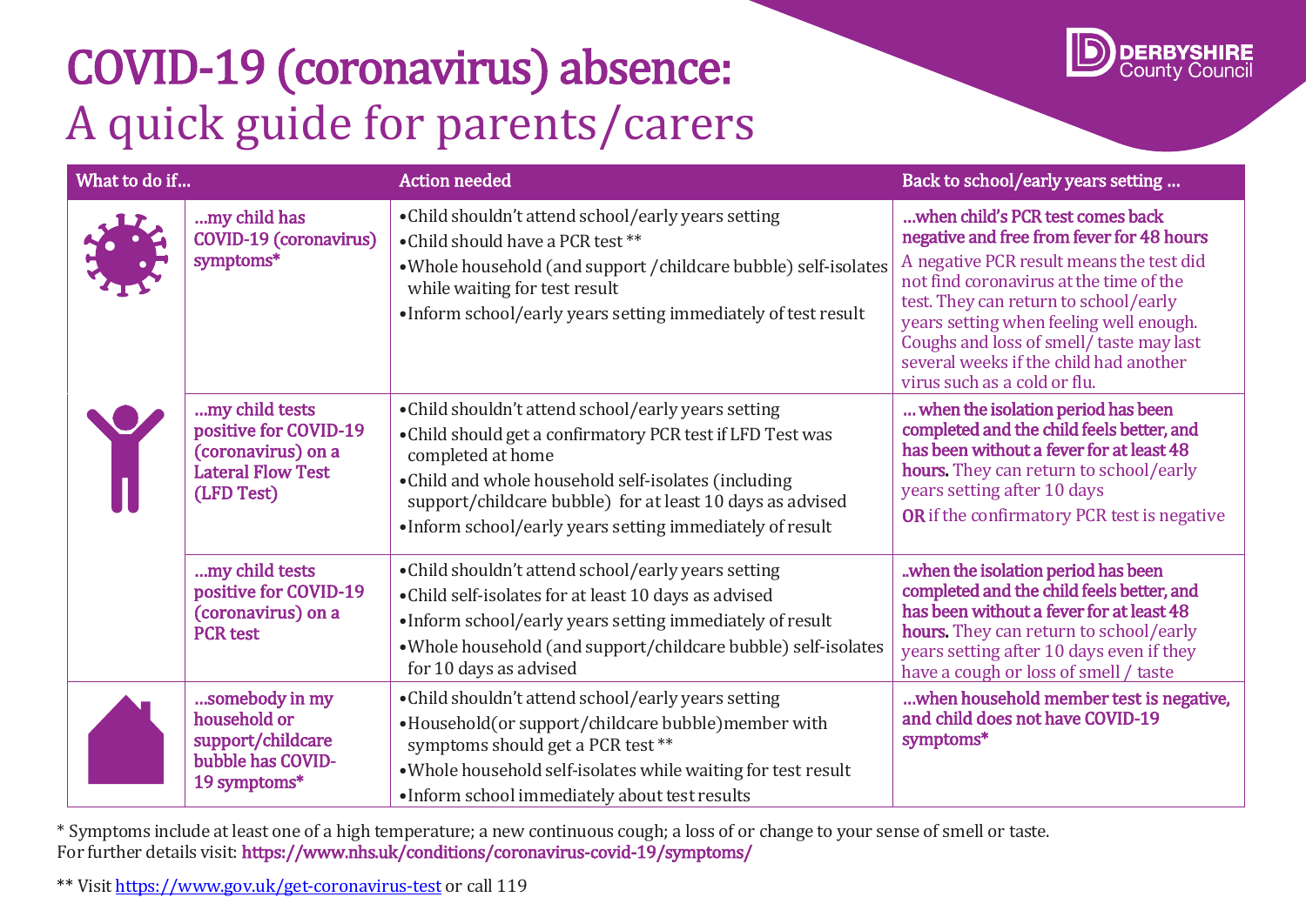# COVID-19 (coronavirus) absence:

## A quick guide for parents/carers

DERBYSHIRE County Council

| What to do if... | Action needed | Back to school/early years setting ... |
|---|---|---|
| **...my child has COVID-19 (coronavirus) symptoms*** | • Child shouldn't attend school/early years setting<br>• Child should have a PCR test **<br>• Whole household (and support /childcare bubble) self-isolates while waiting for test result<br>• Inform school/early years setting immediately of test result | **...when child's PCR test comes back negative and free from fever for 48 hours**<br>A negative PCR result means the test did not find coronavirus at the time of the test. They can return to school/early years setting when feeling well enough. Coughs and loss of smell/ taste may last several weeks if the child had another virus such as a cold or flu. |
| **...my child tests positive for COVID-19 (coronavirus) on a Lateral Flow Test (LFD Test)** | • Child shouldn't attend school/early years setting<br>• Child should get a confirmatory PCR test if LFD Test was completed at home<br>• Child and whole household self-isolates (including support/childcare bubble) for at least 10 days as advised<br>• Inform school/early years setting immediately of result | **... when the isolation period has been completed and the child feels better, and has been without a fever for at least 48 hours.** They can return to school/early years setting after 10 days<br>**OR** if the confirmatory PCR test is negative |
| **...my child tests positive for COVID-19 (coronavirus) on a PCR test** | • Child shouldn't attend school/early years setting<br>• Child self-isolates for at least 10 days as advised<br>• Inform school/early years setting immediately of result<br>• Whole household (and support/childcare bubble) self-isolates for 10 days as advised | **..when the isolation period has been completed and the child feels better, and has been without a fever for at least 48 hours.** They can return to school/early years setting after 10 days even if they have a cough or loss of smell / taste |
| **...somebody in my household or support/childcare bubble has COVID-19 symptoms*** | • Child shouldn't attend school/early years setting<br>• Household(or support/childcare bubble)member with symptoms should get a PCR test **<br>• Whole household self-isolates while waiting for test result<br>• Inform school immediately about test results | **...when household member test is negative, and child does not have COVID-19 symptoms*** |

* Symptoms include at least one of a high temperature; a new continuous cough; a loss of or change to your sense of smell or taste. For further details visit: **https://www.nhs.uk/conditions/coronavirus-covid-19/symptoms/**

** Visit https://www.gov.uk/get-coronavirus-test or call 119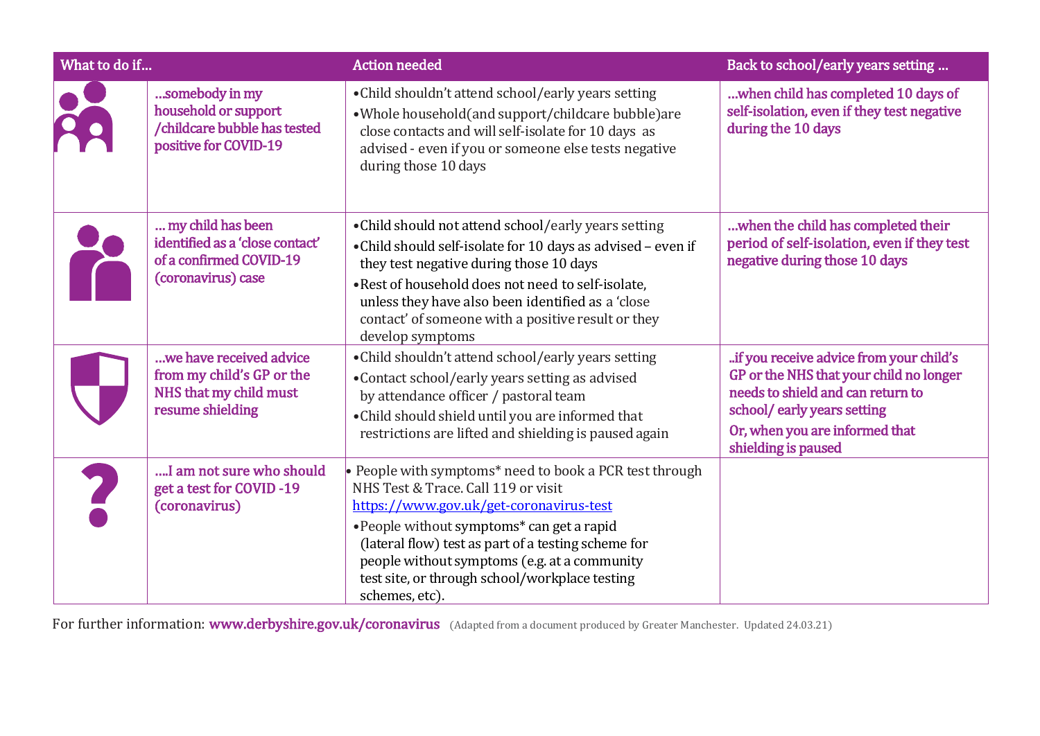| What to do if… | | Action needed | Back to school/early years setting … |
|---|---|---|---|
| | …somebody in my household or support /childcare bubble has tested positive for COVID-19 | • Child shouldn't attend school/early years setting<br>• Whole household(and support/childcare bubble)are close contacts and will self-isolate for 10 days as advised - even if you or someone else tests negative during those 10 days | …when child has completed 10 days of self-isolation, even if they test negative during the 10 days |
| | … my child has been identified as a 'close contact' of a confirmed COVID-19 (coronavirus) case | • Child should not attend school/early years setting<br>• Child should self-isolate for 10 days as advised – even if they test negative during those 10 days<br>• Rest of household does not need to self-isolate, unless they have also been identified as a 'close contact' of someone with a positive result or they develop symptoms | …when the child has completed their period of self-isolation, even if they test negative during those 10 days |
| | …we have received advice from my child's GP or the NHS that my child must resume shielding | • Child shouldn't attend school/early years setting<br>• Contact school/early years setting as advised by attendance officer / pastoral team<br>• Child should shield until you are informed that restrictions are lifted and shielding is paused again | ..if you receive advice from your child's GP or the NHS that your child no longer needs to shield and can return to school/ early years setting<br>Or, when you are informed that shielding is paused |
| | ….I am not sure who should get a test for COVID -19 (coronavirus) | • People with symptoms* need to book a PCR test through NHS Test & Trace. Call 119 or visit https://www.gov.uk/get-coronavirus-test<br>• People without symptoms* can get a rapid (lateral flow) test as part of a testing scheme for people without symptoms (e.g. at a community test site, or through school/workplace testing schemes, etc). | |

For further information: **www.derbyshire.gov.uk/coronavirus** (Adapted from a document produced by Greater Manchester. Updated 24.03.21)